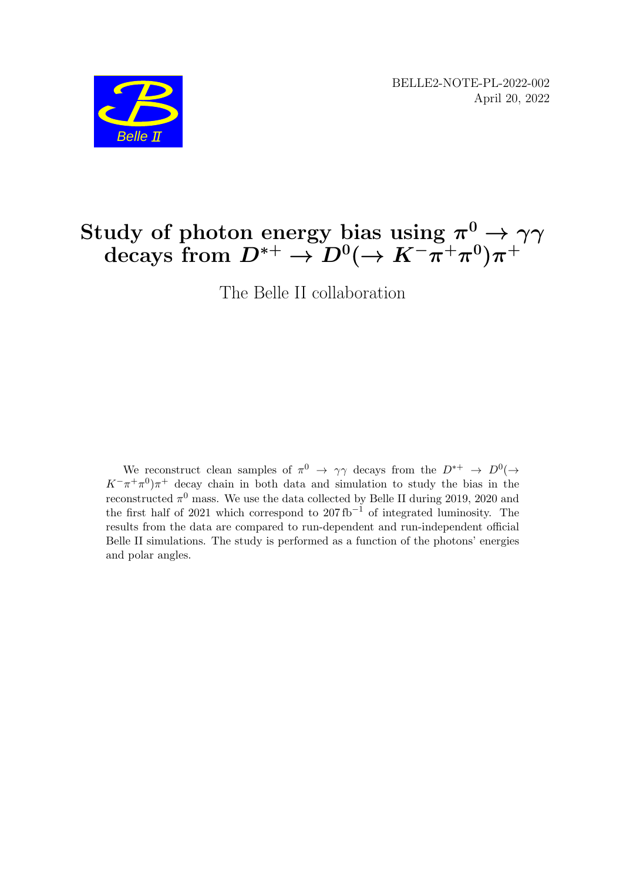BELLE2-NOTE-PL-2022-002
April 20, 2022

# Study of photon energy bias using $\pi^0 \to \gamma\gamma$ decays from $D^{*+} \to D^0(\to K^-\pi^+\pi^0)\pi^+$

The Belle II collaboration

We reconstruct clean samples of $\pi^0 \to \gamma\gamma$ decays from the $D^{*+} \to D^0(\to K^-\pi^+\pi^0)\pi^+$ decay chain in both data and simulation to study the bias in the reconstructed $\pi^0$ mass. We use the data collected by Belle II during 2019, 2020 and the first half of 2021 which correspond to $207\,\text{fb}^{-1}$ of integrated luminosity. The results from the data are compared to run-dependent and run-independent official Belle II simulations. The study is performed as a function of the photons' energies and polar angles.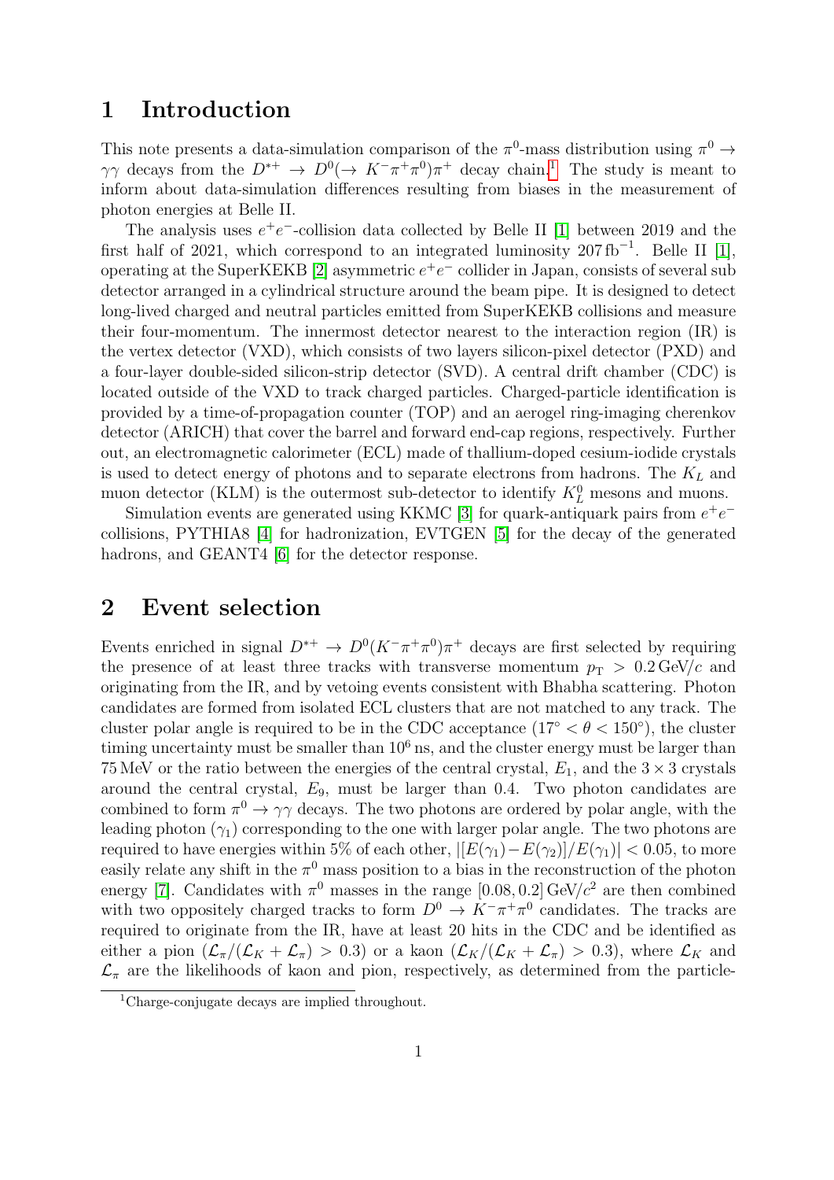# 1 Introduction

This note presents a data-simulation comparison of the $\pi^0$-mass distribution using $\pi^0 \rightarrow \gamma\gamma$ decays from the $D^{*+} \rightarrow D^0(\rightarrow K^-\pi^+\pi^0)\pi^+$ decay chain.[1] The study is meant to inform about data-simulation differences resulting from biases in the measurement of photon energies at Belle II.

The analysis uses $e^+e^-$-collision data collected by Belle II [1] between 2019 and the first half of 2021, which correspond to an integrated luminosity $207\,\mathrm{fb}^{-1}$. Belle II [1], operating at the SuperKEKB [2] asymmetric $e^+e^-$ collider in Japan, consists of several sub detector arranged in a cylindrical structure around the beam pipe. It is designed to detect long-lived charged and neutral particles emitted from SuperKEKB collisions and measure their four-momentum. The innermost detector nearest to the interaction region (IR) is the vertex detector (VXD), which consists of two layers silicon-pixel detector (PXD) and a four-layer double-sided silicon-strip detector (SVD). A central drift chamber (CDC) is located outside of the VXD to track charged particles. Charged-particle identification is provided by a time-of-propagation counter (TOP) and an aerogel ring-imaging cherenkov detector (ARICH) that cover the barrel and forward end-cap regions, respectively. Further out, an electromagnetic calorimeter (ECL) made of thallium-doped cesium-iodide crystals is used to detect energy of photons and to separate electrons from hadrons. The $K_L$ and muon detector (KLM) is the outermost sub-detector to identify $K_L^0$ mesons and muons.

Simulation events are generated using KKMC [3] for quark-antiquark pairs from $e^+e^-$ collisions, PYTHIA8 [4] for hadronization, EVTGEN [5] for the decay of the generated hadrons, and GEANT4 [6] for the detector response.

# 2 Event selection

Events enriched in signal $D^{*+} \rightarrow D^0(K^-\pi^+\pi^0)\pi^+$ decays are first selected by requiring the presence of at least three tracks with transverse momentum $p_\mathrm{T} > 0.2\,\mathrm{GeV}/c$ and originating from the IR, and by vetoing events consistent with Bhabha scattering. Photon candidates are formed from isolated ECL clusters that are not matched to any track. The cluster polar angle is required to be in the CDC acceptance ($17^\circ < \theta < 150^\circ$), the cluster timing uncertainty must be smaller than $10^6$ ns, and the cluster energy must be larger than 75 MeV or the ratio between the energies of the central crystal, $E_1$, and the $3 \times 3$ crystals around the central crystal, $E_9$, must be larger than 0.4. Two photon candidates are combined to form $\pi^0 \rightarrow \gamma\gamma$ decays. The two photons are ordered by polar angle, with the leading photon ($\gamma_1$) corresponding to the one with larger polar angle. The two photons are required to have energies within 5% of each other, $|[E(\gamma_1) - E(\gamma_2)]/E(\gamma_1)| < 0.05$, to more easily relate any shift in the $\pi^0$ mass position to a bias in the reconstruction of the photon energy [7]. Candidates with $\pi^0$ masses in the range $[0.08, 0.2]\,\mathrm{GeV}/c^2$ are then combined with two oppositely charged tracks to form $D^0 \rightarrow K^-\pi^+\pi^0$ candidates. The tracks are required to originate from the IR, have at least 20 hits in the CDC and be identified as either a pion ($\mathcal{L}_\pi/(\mathcal{L}_K + \mathcal{L}_\pi) > 0.3$) or a kaon ($\mathcal{L}_K/(\mathcal{L}_K + \mathcal{L}_\pi) > 0.3$), where $\mathcal{L}_K$ and $\mathcal{L}_\pi$ are the likelihoods of kaon and pion, respectively, as determined from the particle-

[1] Charge-conjugate decays are implied throughout.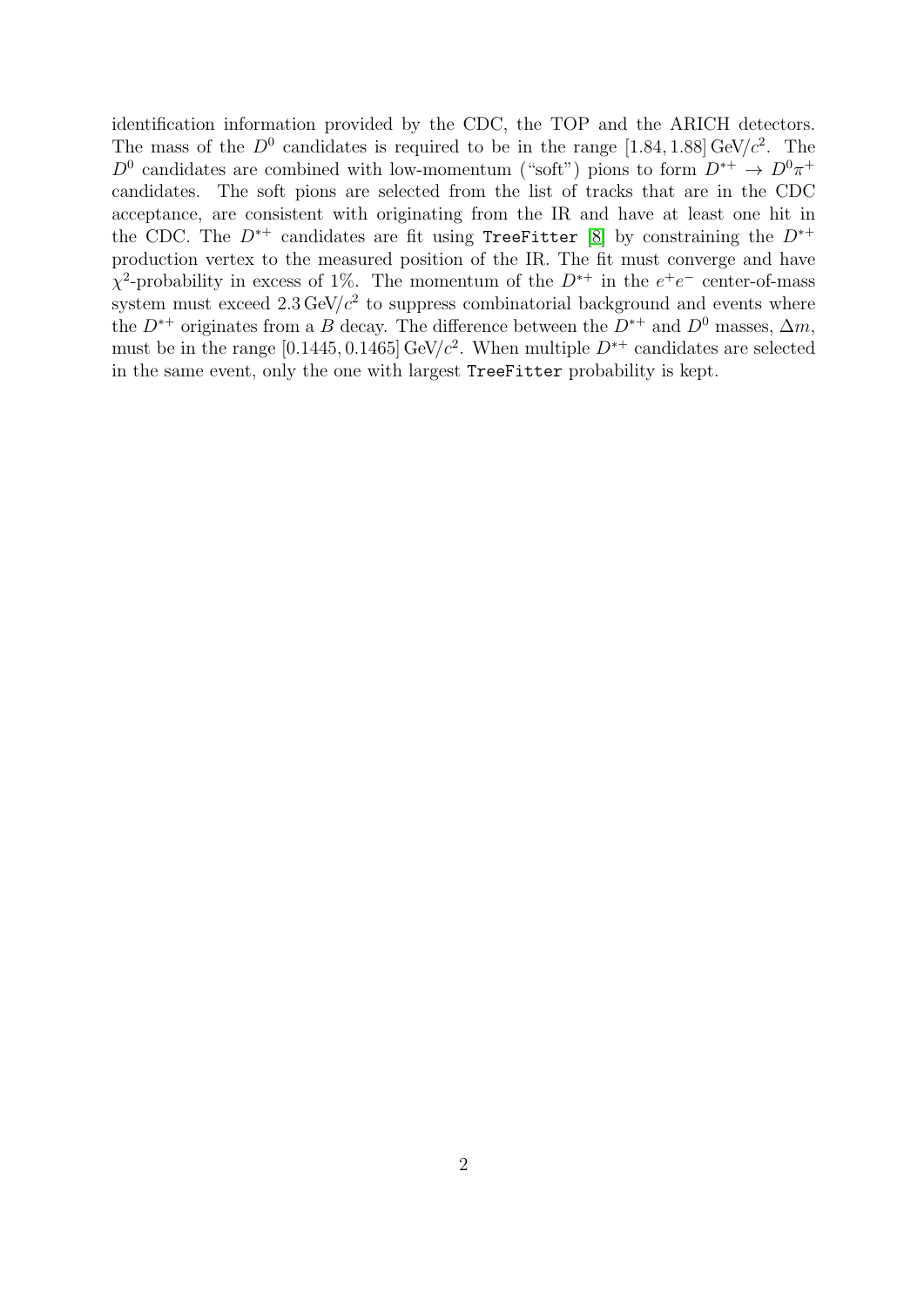identification information provided by the CDC, the TOP and the ARICH detectors. The mass of the $D^0$ candidates is required to be in the range $[1.84, 1.88]\,\mathrm{GeV}/c^2$. The $D^0$ candidates are combined with low-momentum ("soft") pions to form $D^{*+} \to D^0\pi^+$ candidates. The soft pions are selected from the list of tracks that are in the CDC acceptance, are consistent with originating from the IR and have at least one hit in the CDC. The $D^{*+}$ candidates are fit using `TreeFitter` [8] by constraining the $D^{*+}$ production vertex to the measured position of the IR. The fit must converge and have $\chi^2$-probability in excess of 1%. The momentum of the $D^{*+}$ in the $e^+e^-$ center-of-mass system must exceed $2.3\,\mathrm{GeV}/c^2$ to suppress combinatorial background and events where the $D^{*+}$ originates from a $B$ decay. The difference between the $D^{*+}$ and $D^0$ masses, $\Delta m$, must be in the range $[0.1445, 0.1465]\,\mathrm{GeV}/c^2$. When multiple $D^{*+}$ candidates are selected in the same event, only the one with largest `TreeFitter` probability is kept.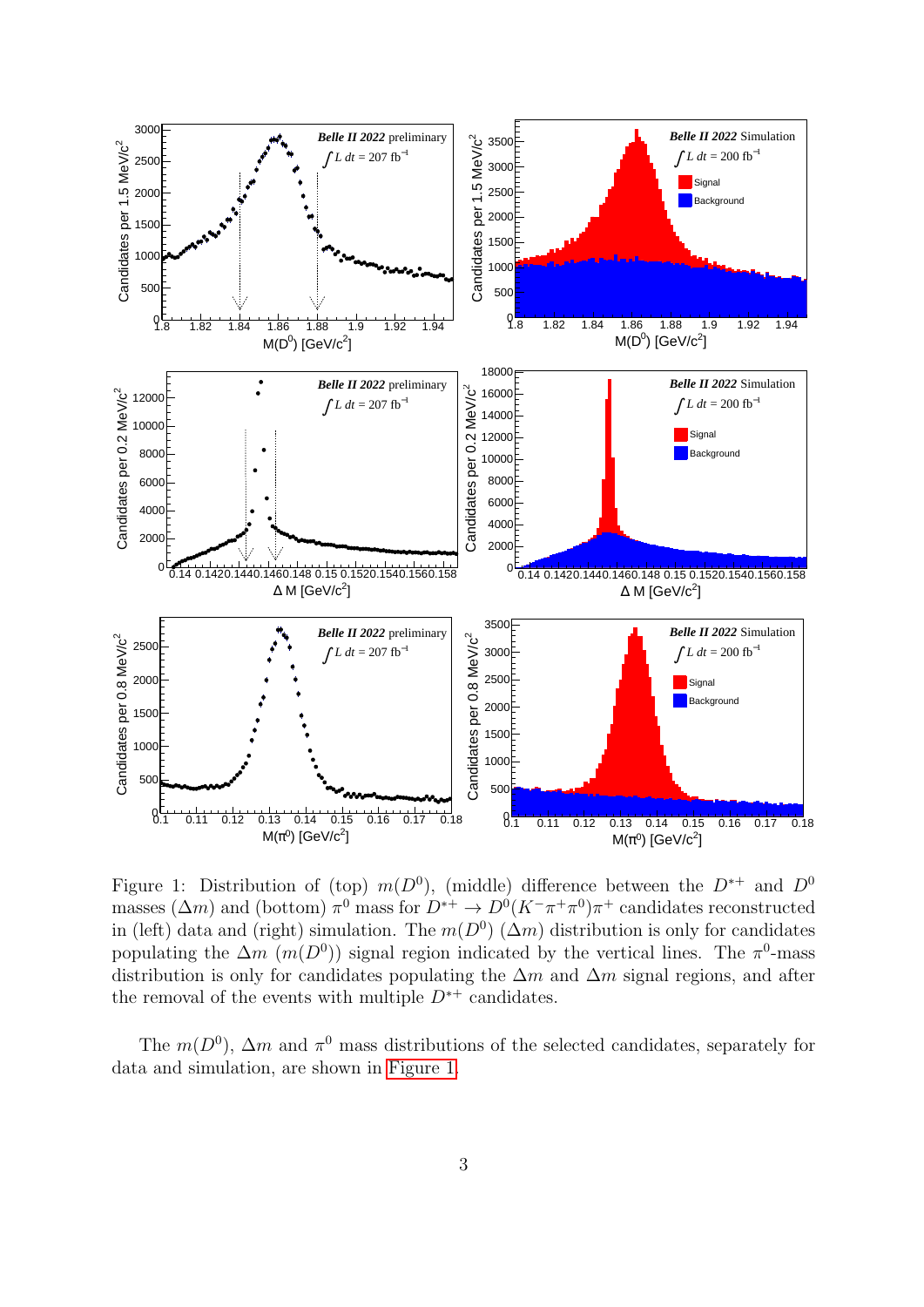Figure 1: Distribution of (top) $m(D^0)$, (middle) difference between the $D^{*+}$ and $D^0$ masses ($\Delta m$) and (bottom) $\pi^0$ mass for $D^{*+} \to D^0(K^-\pi^+\pi^0)\pi^+$ candidates reconstructed in (left) data and (right) simulation. The $m(D^0)$ ($\Delta m$) distribution is only for candidates populating the $\Delta m$ ($m(D^0)$) signal region indicated by the vertical lines. The $\pi^0$-mass distribution is only for candidates populating the $\Delta m$ and $\Delta m$ signal regions, and after the removal of the events with multiple $D^{*+}$ candidates.

The $m(D^0)$, $\Delta m$ and $\pi^0$ mass distributions of the selected candidates, separately for data and simulation, are shown in Figure 1.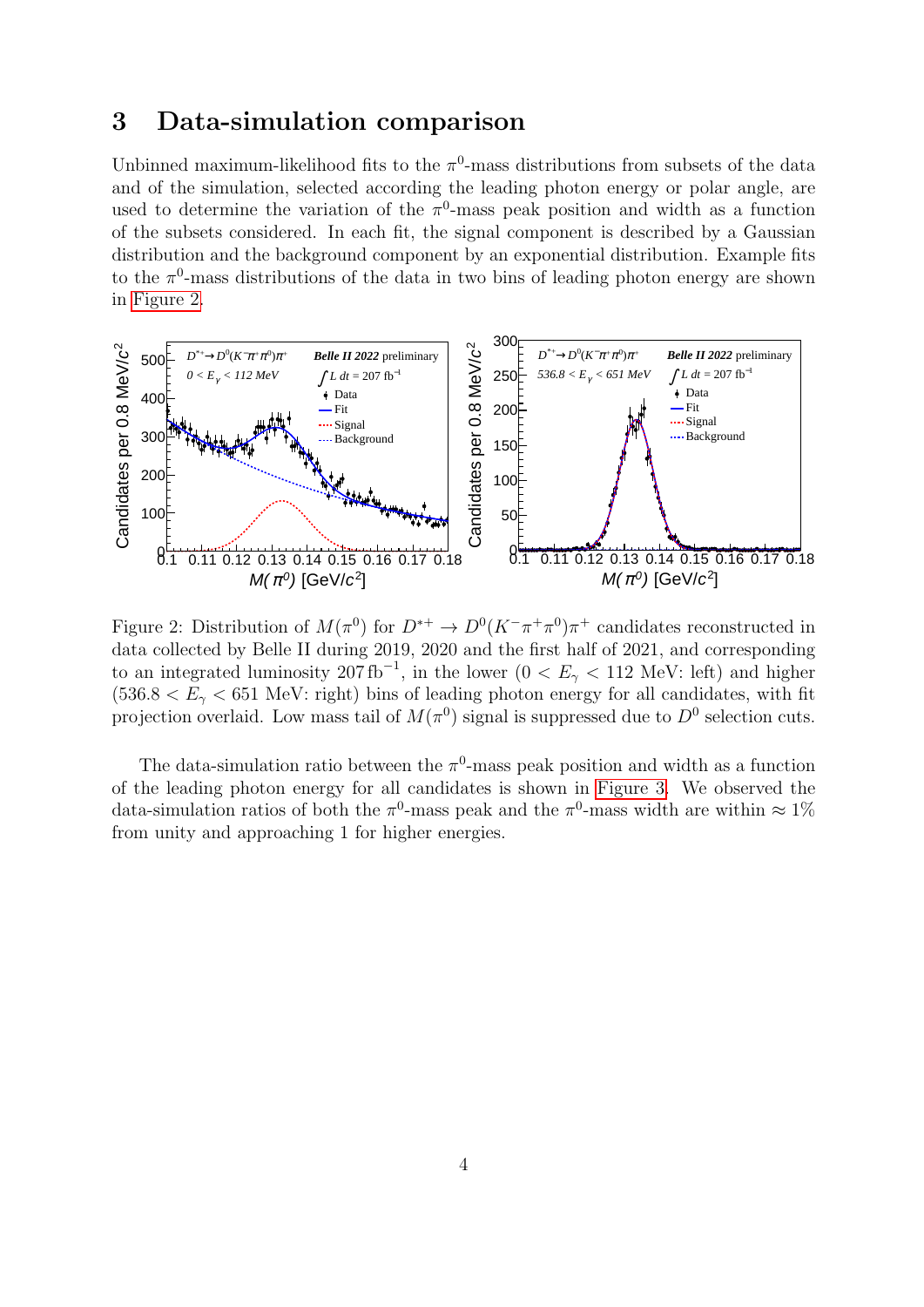## 3 Data-simulation comparison

Unbinned maximum-likelihood fits to the $\pi^0$-mass distributions from subsets of the data and of the simulation, selected according the leading photon energy or polar angle, are used to determine the variation of the $\pi^0$-mass peak position and width as a function of the subsets considered. In each fit, the signal component is described by a Gaussian distribution and the background component by an exponential distribution. Example fits to the $\pi^0$-mass distributions of the data in two bins of leading photon energy are shown in Figure 2.

Figure 2: Distribution of $M(\pi^0)$ for $D^{*+} \to D^0(K^-\pi^+\pi^0)\pi^+$ candidates reconstructed in data collected by Belle II during 2019, 2020 and the first half of 2021, and corresponding to an integrated luminosity $207\,\text{fb}^{-1}$, in the lower ($0 < E_\gamma < 112$ MeV: left) and higher ($536.8 < E_\gamma < 651$ MeV: right) bins of leading photon energy for all candidates, with fit projection overlaid. Low mass tail of $M(\pi^0)$ signal is suppressed due to $D^0$ selection cuts.

The data-simulation ratio between the $\pi^0$-mass peak position and width as a function of the leading photon energy for all candidates is shown in Figure 3. We observed the data-simulation ratios of both the $\pi^0$-mass peak and the $\pi^0$-mass width are within $\approx 1\%$ from unity and approaching 1 for higher energies.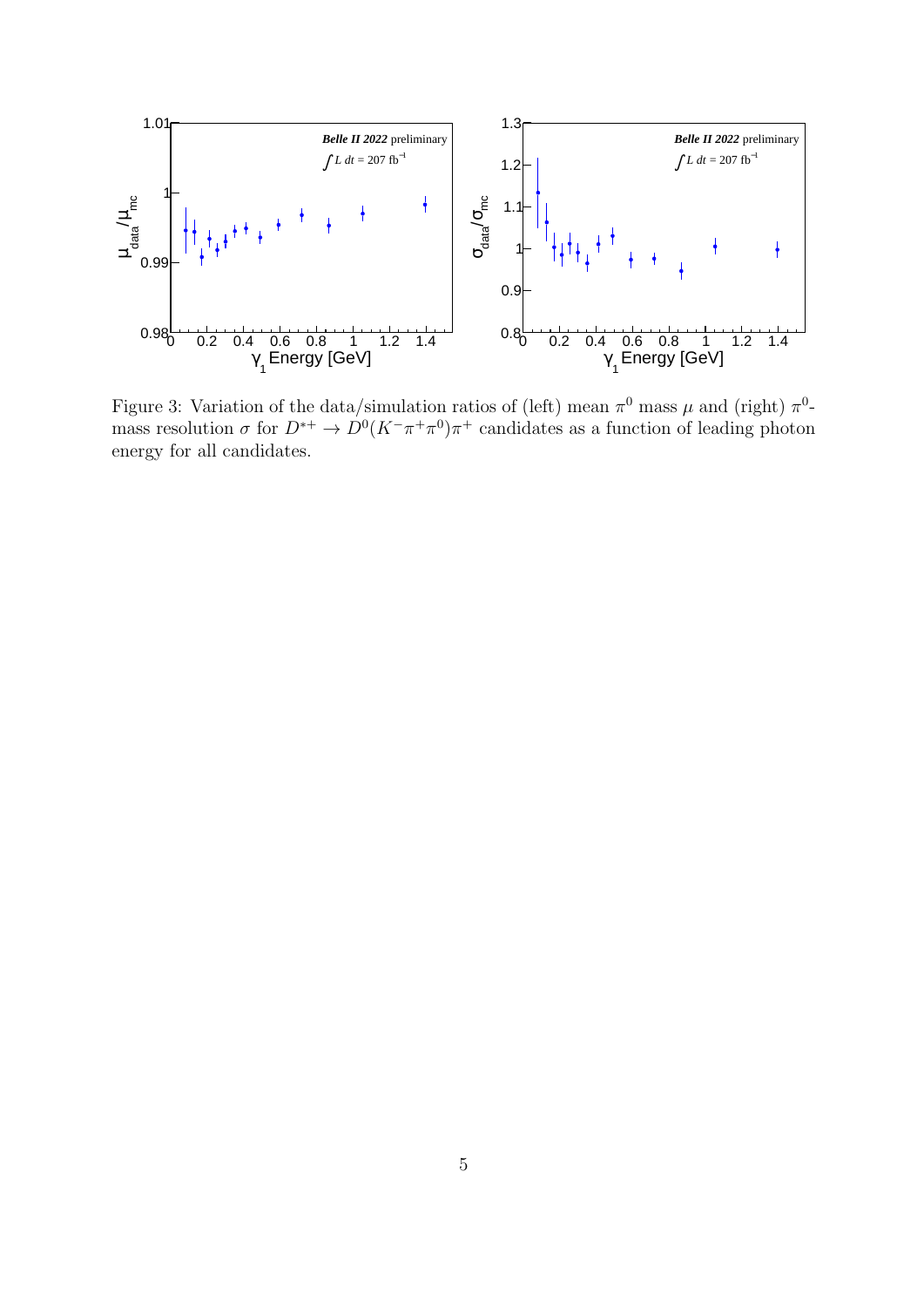Figure 3: Variation of the data/simulation ratios of (left) mean $\pi^0$ mass $\mu$ and (right) $\pi^0$-mass resolution $\sigma$ for $D^{*+} \to D^0(K^-\pi^+\pi^0)\pi^+$ candidates as a function of leading photon energy for all candidates.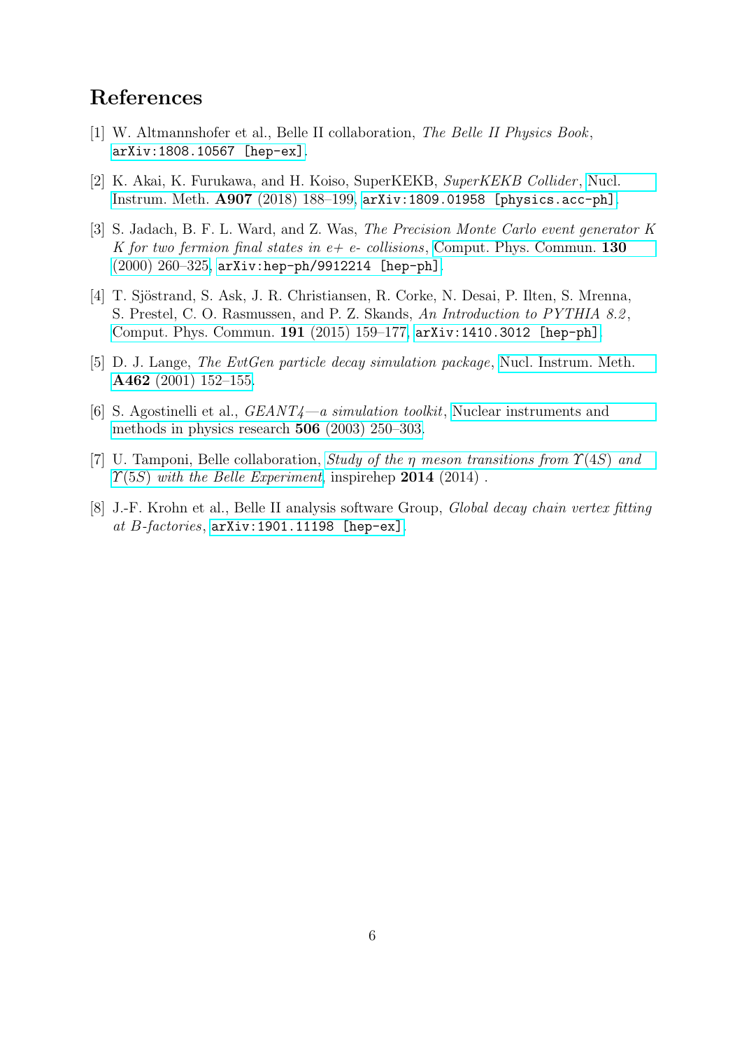## References

[1] W. Altmannshofer et al., Belle II collaboration, *The Belle II Physics Book*, arXiv:1808.10567 [hep-ex].

[2] K. Akai, K. Furukawa, and H. Koiso, SuperKEKB, *SuperKEKB Collider*, Nucl. Instrum. Meth. **A907** (2018) 188–199, arXiv:1809.01958 [physics.acc-ph].

[3] S. Jadach, B. F. L. Ward, and Z. Was, *The Precision Monte Carlo event generator K K for two fermion final states in e+ e- collisions*, Comput. Phys. Commun. **130** (2000) 260–325, arXiv:hep-ph/9912214 [hep-ph].

[4] T. Sjöstrand, S. Ask, J. R. Christiansen, R. Corke, N. Desai, P. Ilten, S. Mrenna, S. Prestel, C. O. Rasmussen, and P. Z. Skands, *An Introduction to PYTHIA 8.2*, Comput. Phys. Commun. **191** (2015) 159–177, arXiv:1410.3012 [hep-ph].

[5] D. J. Lange, *The EvtGen particle decay simulation package*, Nucl. Instrum. Meth. **A462** (2001) 152–155.

[6] S. Agostinelli et al., *GEANT4—a simulation toolkit*, Nuclear instruments and methods in physics research **506** (2003) 250–303.

[7] U. Tamponi, Belle collaboration, *Study of the $\eta$ meson transitions from $\Upsilon(4S)$ and $\Upsilon(5S)$ with the Belle Experiment*, inspirehep **2014** (2014) .

[8] J.-F. Krohn et al., Belle II analysis software Group, *Global decay chain vertex fitting at B-factories*, arXiv:1901.11198 [hep-ex].